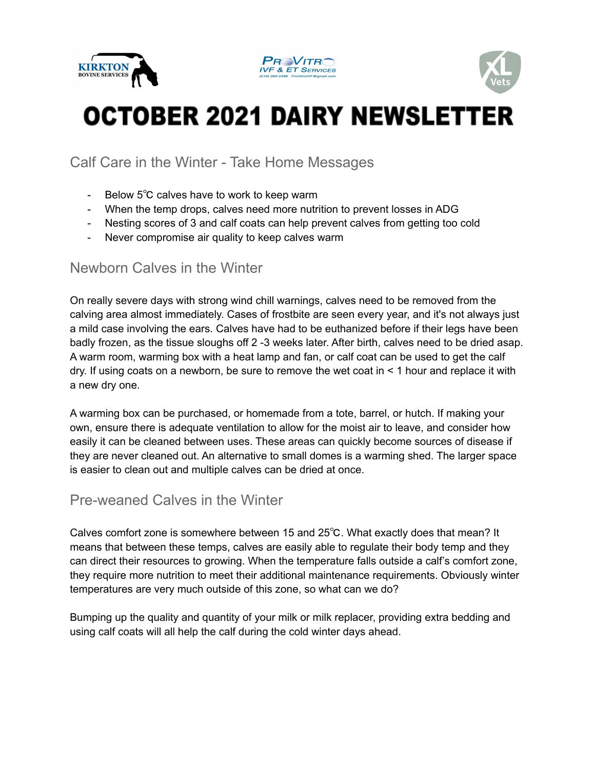# OCTOBER 2021 DAIRY NEWSLETTER

## Calf Care in the Winter - Take Home Messages

- Below 5℃ calves have to work to keep warm
- When the temp drops, calves need more nutrition to prevent losses in ADG
- Nesting scores of 3 and calf coats can help prevent calves from getting too cold
- Never compromise air quality to keep calves warm

## Newborn Calves in the Winter

On really severe days with strong wind chill warnings, calves need to be removed from the calving area almost immediately. Cases of frostbite are seen every year, and it's not always just a mild case involving the ears. Calves have had to be euthanized before if their legs have been badly frozen, as the tissue sloughs off 2 -3 weeks later. After birth, calves need to be dried asap. A warm room, warming box with a heat lamp and fan, or calf coat can be used to get the calf dry. If using coats on a newborn, be sure to remove the wet coat in < 1 hour and replace it with a new dry one.

A warming box can be purchased, or homemade from a tote, barrel, or hutch. If making your own, ensure there is adequate ventilation to allow for the moist air to leave, and consider how easily it can be cleaned between uses. These areas can quickly become sources of disease if they are never cleaned out. An alternative to small domes is a warming shed. The larger space is easier to clean out and multiple calves can be dried at once.

## Pre-weaned Calves in the Winter

Calves comfort zone is somewhere between 15 and 25℃. What exactly does that mean? It means that between these temps, calves are easily able to regulate their body temp and they can direct their resources to growing. When the temperature falls outside a calf's comfort zone, they require more nutrition to meet their additional maintenance requirements. Obviously winter temperatures are very much outside of this zone, so what can we do?

Bumping up the quality and quantity of your milk or milk replacer, providing extra bedding and using calf coats will all help the calf during the cold winter days ahead.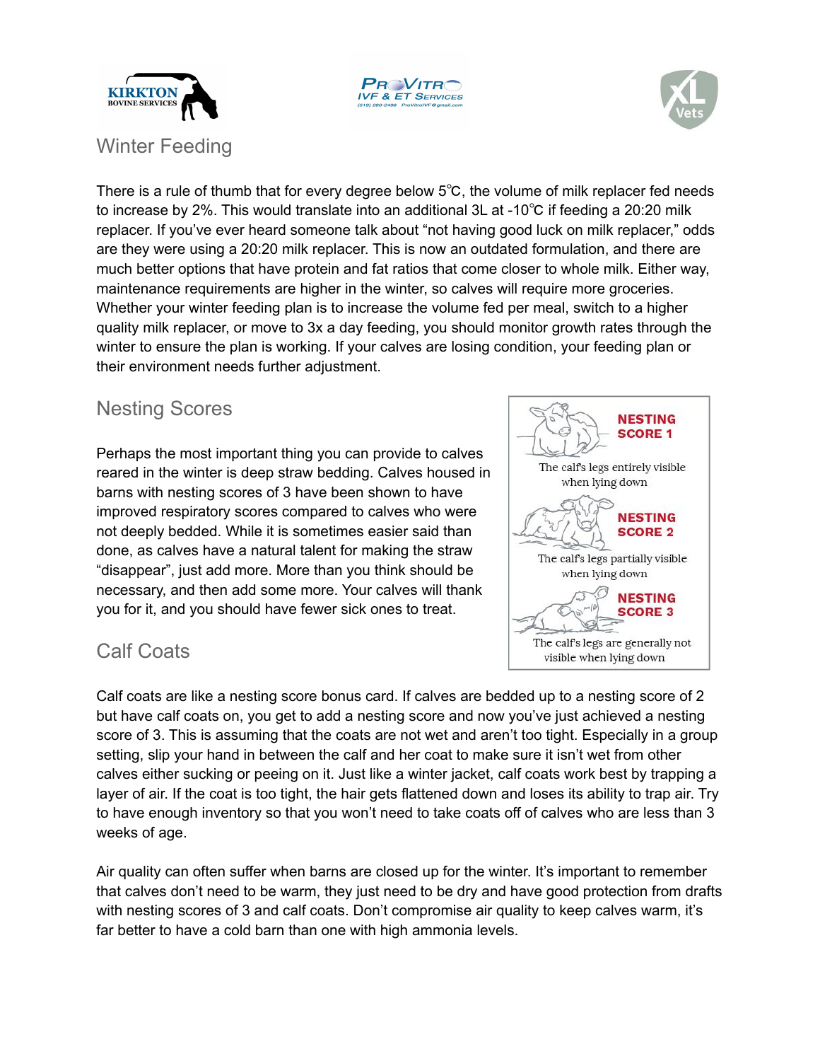## Winter Feeding

There is a rule of thumb that for every degree below 5°C, the volume of milk replacer fed needs to increase by 2%. This would translate into an additional 3L at -10°C if feeding a 20:20 milk replacer. If you've ever heard someone talk about "not having good luck on milk replacer," odds are they were using a 20:20 milk replacer. This is now an outdated formulation, and there are much better options that have protein and fat ratios that come closer to whole milk. Either way, maintenance requirements are higher in the winter, so calves will require more groceries. Whether your winter feeding plan is to increase the volume fed per meal, switch to a higher quality milk replacer, or move to 3x a day feeding, you should monitor growth rates through the winter to ensure the plan is working. If your calves are losing condition, your feeding plan or their environment needs further adjustment.

## Nesting Scores

Perhaps the most important thing you can provide to calves reared in the winter is deep straw bedding. Calves housed in barns with nesting scores of 3 have been shown to have improved respiratory scores compared to calves who were not deeply bedded. While it is sometimes easier said than done, as calves have a natural talent for making the straw "disappear", just add more. More than you think should be necessary, and then add some more. Your calves will thank you for it, and you should have fewer sick ones to treat.

**NESTING SCORE 1**
The calf's legs entirely visible when lying down

**NESTING SCORE 2**
The calf's legs partially visible when lying down

**NESTING SCORE 3**
The calf's legs are generally not visible when lying down

## Calf Coats

Calf coats are like a nesting score bonus card. If calves are bedded up to a nesting score of 2 but have calf coats on, you get to add a nesting score and now you've just achieved a nesting score of 3. This is assuming that the coats are not wet and aren't too tight. Especially in a group setting, slip your hand in between the calf and her coat to make sure it isn't wet from other calves either sucking or peeing on it. Just like a winter jacket, calf coats work best by trapping a layer of air. If the coat is too tight, the hair gets flattened down and loses its ability to trap air. Try to have enough inventory so that you won't need to take coats off of calves who are less than 3 weeks of age.

Air quality can often suffer when barns are closed up for the winter. It's important to remember that calves don't need to be warm, they just need to be dry and have good protection from drafts with nesting scores of 3 and calf coats. Don't compromise air quality to keep calves warm, it's far better to have a cold barn than one with high ammonia levels.